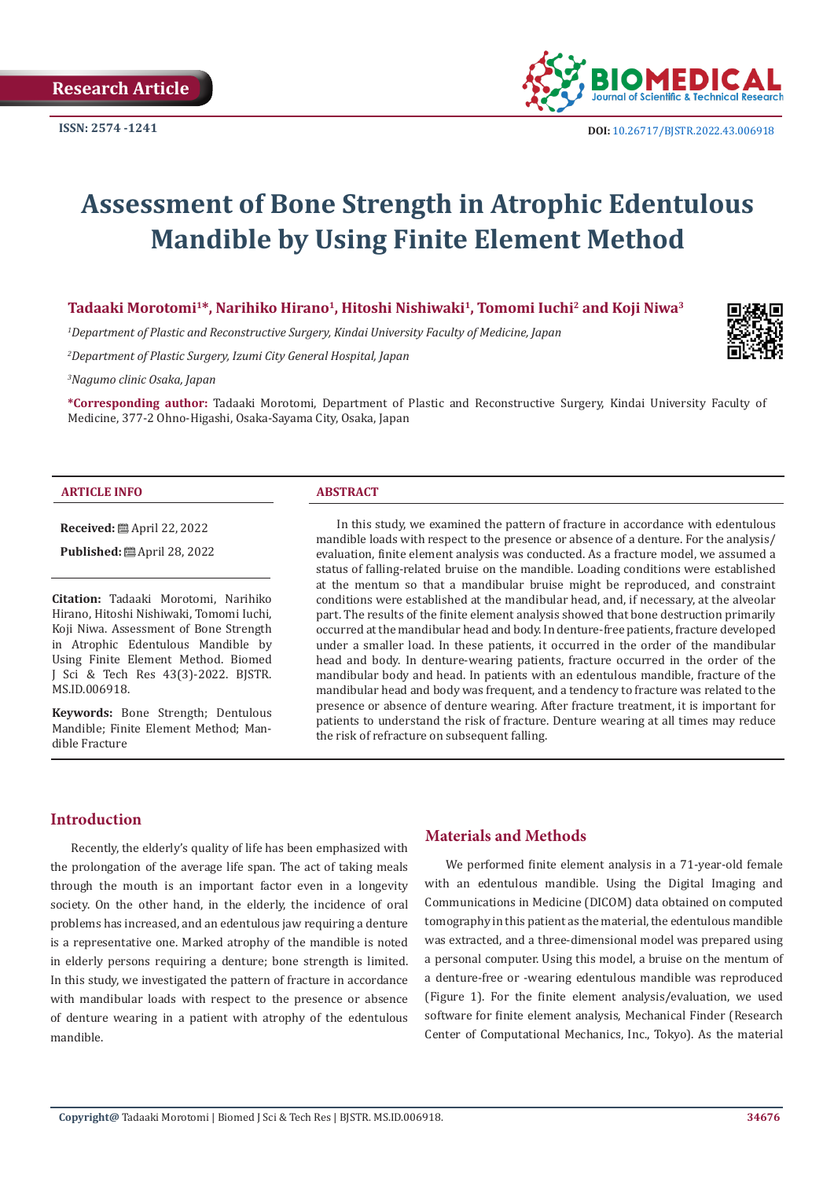Research Article

ISSN: 2574 -1241

DOI: 10.26717/BJSTR.2022.43.006918

# Assessment of Bone Strength in Atrophic Edentulous Mandible by Using Finite Element Method

**Tadaaki Morotomi[1]\*, Narihiko Hirano[1], Hitoshi Nishiwaki[1], Tomomi Iuchi[2] and Koji Niwa[3]**

*[1]Department of Plastic and Reconstructive Surgery, Kindai University Faculty of Medicine, Japan*

*[2]Department of Plastic Surgery, Izumi City General Hospital, Japan*

*[3]Nagumo clinic Osaka, Japan*

**\*Corresponding author:** Tadaaki Morotomi, Department of Plastic and Reconstructive Surgery, Kindai University Faculty of Medicine, 377-2 Ohno-Higashi, Osaka-Sayama City, Osaka, Japan

**ARTICLE INFO**

**Received:** April 22, 2022

**Published:** April 28, 2022

**Citation:** Tadaaki Morotomi, Narihiko Hirano, Hitoshi Nishiwaki, Tomomi Iuchi, Koji Niwa. Assessment of Bone Strength in Atrophic Edentulous Mandible by Using Finite Element Method. Biomed J Sci & Tech Res 43(3)-2022. BJSTR. MS.ID.006918.

**Keywords:** Bone Strength; Dentulous Mandible; Finite Element Method; Mandible Fracture

**ABSTRACT**

In this study, we examined the pattern of fracture in accordance with edentulous mandible loads with respect to the presence or absence of a denture. For the analysis/evaluation, finite element analysis was conducted. As a fracture model, we assumed a status of falling-related bruise on the mandible. Loading conditions were established at the mentum so that a mandibular bruise might be reproduced, and constraint conditions were established at the mandibular head, and, if necessary, at the alveolar part. The results of the finite element analysis showed that bone destruction primarily occurred at the mandibular head and body. In denture-free patients, fracture developed under a smaller load. In these patients, it occurred in the order of the mandibular head and body. In denture-wearing patients, fracture occurred in the order of the mandibular body and head. In patients with an edentulous mandible, fracture of the mandibular head and body was frequent, and a tendency to fracture was related to the presence or absence of denture wearing. After fracture treatment, it is important for patients to understand the risk of fracture. Denture wearing at all times may reduce the risk of refracture on subsequent falling.

## Introduction

Recently, the elderly's quality of life has been emphasized with the prolongation of the average life span. The act of taking meals through the mouth is an important factor even in a longevity society. On the other hand, in the elderly, the incidence of oral problems has increased, and an edentulous jaw requiring a denture is a representative one. Marked atrophy of the mandible is noted in elderly persons requiring a denture; bone strength is limited. In this study, we investigated the pattern of fracture in accordance with mandibular loads with respect to the presence or absence of denture wearing in a patient with atrophy of the edentulous mandible.

## Materials and Methods

We performed finite element analysis in a 71-year-old female with an edentulous mandible. Using the Digital Imaging and Communications in Medicine (DICOM) data obtained on computed tomography in this patient as the material, the edentulous mandible was extracted, and a three-dimensional model was prepared using a personal computer. Using this model, a bruise on the mentum of a denture-free or -wearing edentulous mandible was reproduced (Figure 1). For the finite element analysis/evaluation, we used software for finite element analysis, Mechanical Finder (Research Center of Computational Mechanics, Inc., Tokyo). As the material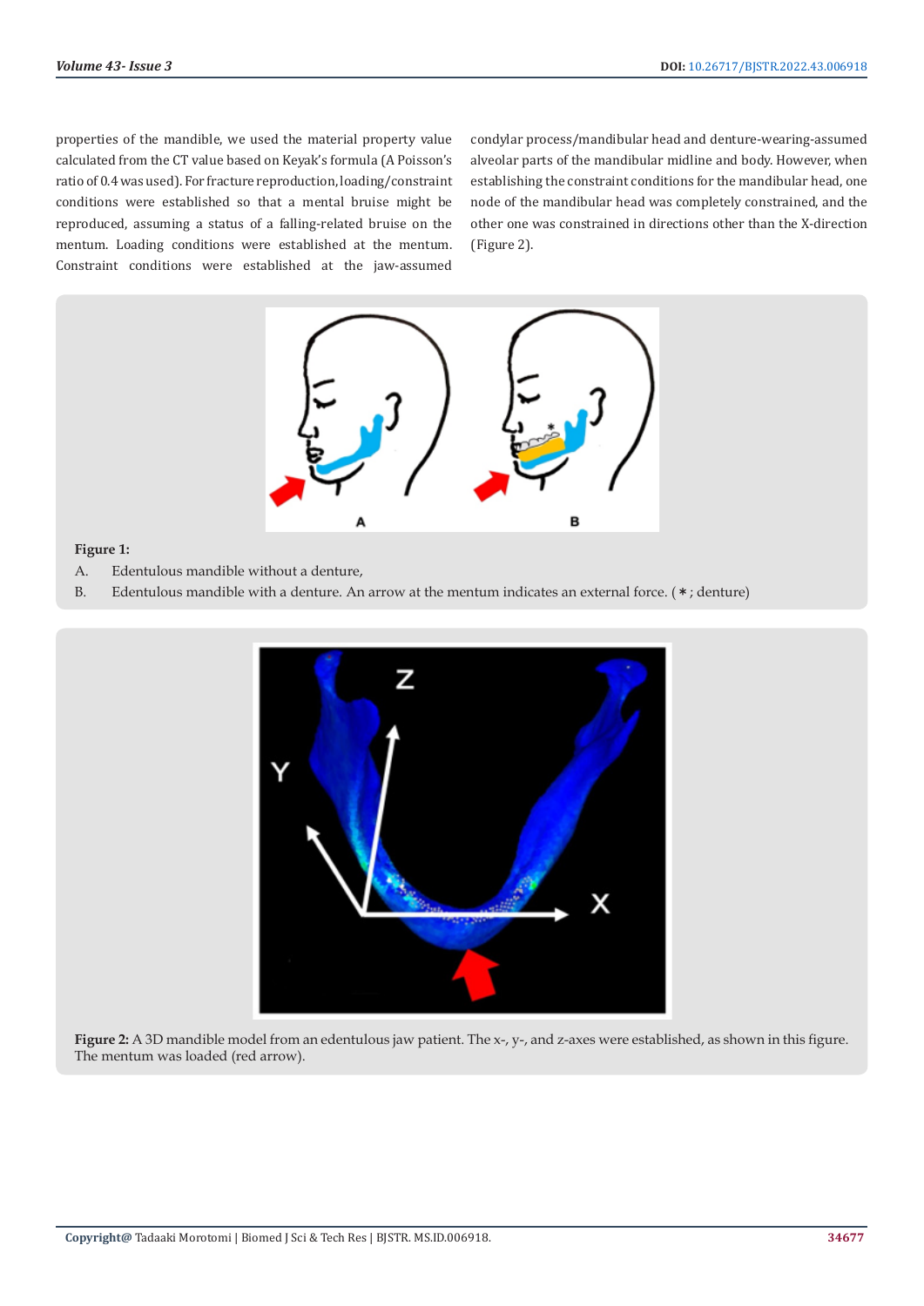properties of the mandible, we used the material property value calculated from the CT value based on Keyak's formula (A Poisson's ratio of 0.4 was used). For fracture reproduction, loading/constraint conditions were established so that a mental bruise might be reproduced, assuming a status of a falling-related bruise on the mentum. Loading conditions were established at the mentum. Constraint conditions were established at the jaw-assumed condylar process/mandibular head and denture-wearing-assumed alveolar parts of the mandibular midline and body. However, when establishing the constraint conditions for the mandibular head, one node of the mandibular head was completely constrained, and the other one was constrained in directions other than the X-direction (Figure 2).

**Figure 1:**

A. Edentulous mandible without a denture,

B. Edentulous mandible with a denture. An arrow at the mentum indicates an external force. (∗; denture)

**Figure 2:** A 3D mandible model from an edentulous jaw patient. The x-, y-, and z-axes were established, as shown in this figure. The mentum was loaded (red arrow).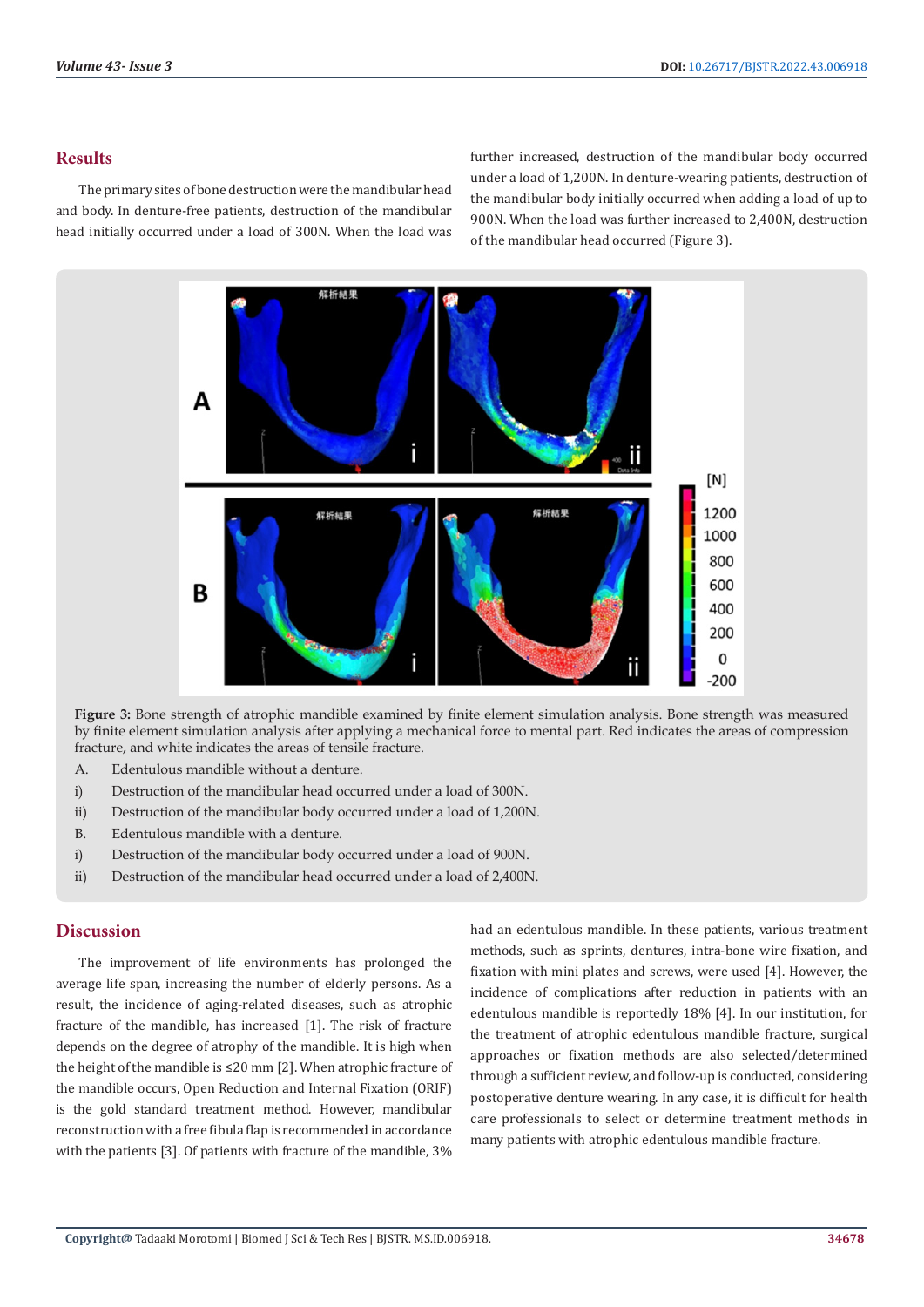## Results

The primary sites of bone destruction were the mandibular head and body. In denture-free patients, destruction of the mandibular head initially occurred under a load of 300N. When the load was further increased, destruction of the mandibular body occurred under a load of 1,200N. In denture-wearing patients, destruction of the mandibular body initially occurred when adding a load of up to 900N. When the load was further increased to 2,400N, destruction of the mandibular head occurred (Figure 3).

**Figure 3:** Bone strength of atrophic mandible examined by finite element simulation analysis. Bone strength was measured by finite element simulation analysis after applying a mechanical force to mental part. Red indicates the areas of compression fracture, and white indicates the areas of tensile fracture.

A. Edentulous mandible without a denture.

i) Destruction of the mandibular head occurred under a load of 300N.

ii) Destruction of the mandibular body occurred under a load of 1,200N.

B. Edentulous mandible with a denture.

i) Destruction of the mandibular body occurred under a load of 900N.

ii) Destruction of the mandibular head occurred under a load of 2,400N.

## Discussion

The improvement of life environments has prolonged the average life span, increasing the number of elderly persons. As a result, the incidence of aging-related diseases, such as atrophic fracture of the mandible, has increased [1]. The risk of fracture depends on the degree of atrophy of the mandible. It is high when the height of the mandible is ≤20 mm [2]. When atrophic fracture of the mandible occurs, Open Reduction and Internal Fixation (ORIF) is the gold standard treatment method. However, mandibular reconstruction with a free fibula flap is recommended in accordance with the patients [3]. Of patients with fracture of the mandible, 3% had an edentulous mandible. In these patients, various treatment methods, such as sprints, dentures, intra-bone wire fixation, and fixation with mini plates and screws, were used [4]. However, the incidence of complications after reduction in patients with an edentulous mandible is reportedly 18% [4]. In our institution, for the treatment of atrophic edentulous mandible fracture, surgical approaches or fixation methods are also selected/determined through a sufficient review, and follow-up is conducted, considering postoperative denture wearing. In any case, it is difficult for health care professionals to select or determine treatment methods in many patients with atrophic edentulous mandible fracture.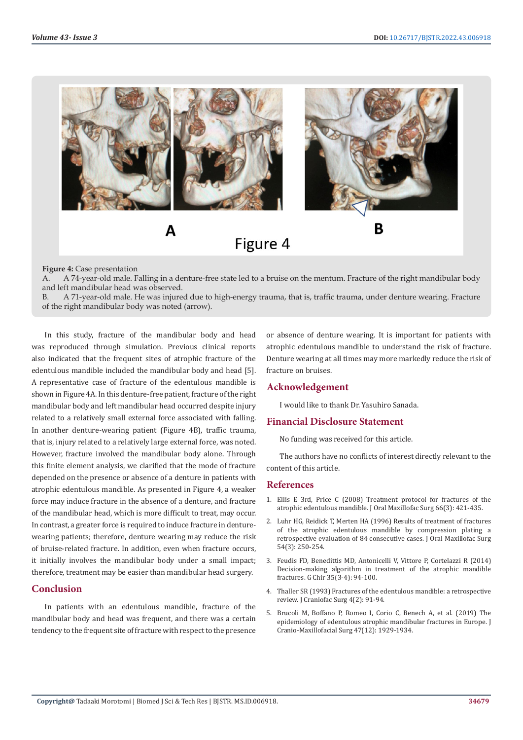**Figure 4:** Case presentation

A. A 74-year-old male. Falling in a denture-free state led to a bruise on the mentum. Fracture of the right mandibular body and left mandibular head was observed.

B. A 71-year-old male. He was injured due to high-energy trauma, that is, traffic trauma, under denture wearing. Fracture of the right mandibular body was noted (arrow).

In this study, fracture of the mandibular body and head was reproduced through simulation. Previous clinical reports also indicated that the frequent sites of atrophic fracture of the edentulous mandible included the mandibular body and head [5]. A representative case of fracture of the edentulous mandible is shown in Figure 4A. In this denture-free patient, fracture of the right mandibular body and left mandibular head occurred despite injury related to a relatively small external force associated with falling. In another denture-wearing patient (Figure 4B), traffic trauma, that is, injury related to a relatively large external force, was noted. However, fracture involved the mandibular body alone. Through this finite element analysis, we clarified that the mode of fracture depended on the presence or absence of a denture in patients with atrophic edentulous mandible. As presented in Figure 4, a weaker force may induce fracture in the absence of a denture, and fracture of the mandibular head, which is more difficult to treat, may occur. In contrast, a greater force is required to induce fracture in denture-wearing patients; therefore, denture wearing may reduce the risk of bruise-related fracture. In addition, even when fracture occurs, it initially involves the mandibular body under a small impact; therefore, treatment may be easier than mandibular head surgery.

## Conclusion

In patients with an edentulous mandible, fracture of the mandibular body and head was frequent, and there was a certain tendency to the frequent site of fracture with respect to the presence or absence of denture wearing. It is important for patients with atrophic edentulous mandible to understand the risk of fracture. Denture wearing at all times may more markedly reduce the risk of fracture on bruises.

## Acknowledgement

I would like to thank Dr. Yasuhiro Sanada.

## Financial Disclosure Statement

No funding was received for this article.

The authors have no conflicts of interest directly relevant to the content of this article.

## References

1. Ellis E 3rd, Price C (2008) Treatment protocol for fractures of the atrophic edentulous mandible. J Oral Maxillofac Surg 66(3): 421-435.
2. Luhr HG, Reidick T, Merten HA (1996) Results of treatment of fractures of the atrophic edentulous mandible by compression plating a retrospective evaluation of 84 consecutive cases. J Oral Maxillofac Surg 54(3): 250-254.
3. Feudis FD, Benedittis MD, Antonicelli V, Vittore P, Cortelazzi R (2014) Decision-making algorithm in treatment of the atrophic mandible fractures. G Chir 35(3-4): 94-100.
4. Thaller SR (1993) Fractures of the edentulous mandible: a retrospective review. J Craniofac Surg 4(2): 91-94.
5. Brucoli M, Boffano P, Romeo I, Corio C, Benech A, et al. (2019) The epidemiology of edentulous atrophic mandibular fractures in Europe. J Cranio-Maxillofacial Surg 47(12): 1929-1934.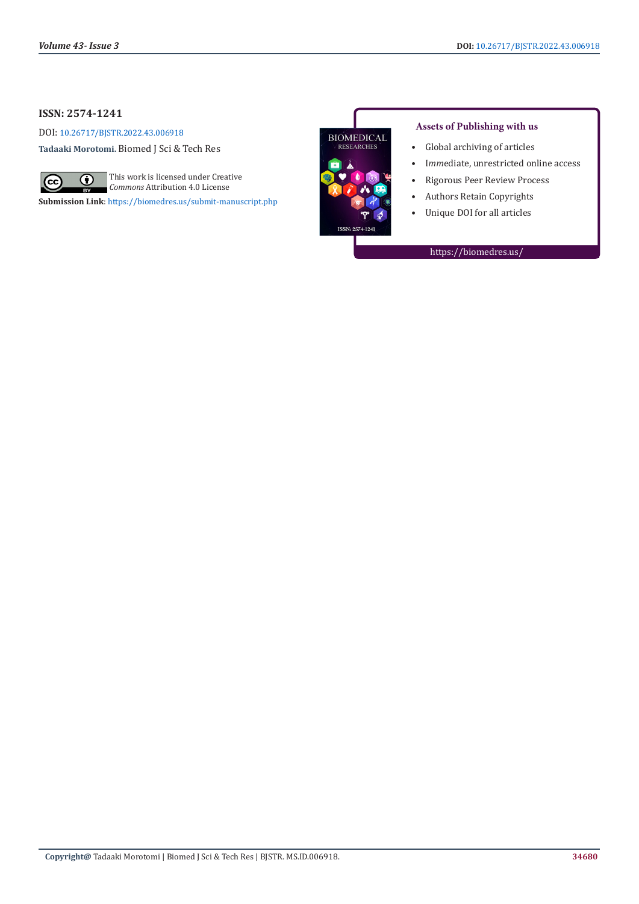**ISSN: 2574-1241**

DOI: 10.26717/BJSTR.2022.43.006918

**Tadaaki Morotomi.** Biomed J Sci & Tech Res

This work is licensed under Creative *Commons* Attribution 4.0 License

**Submission Link**: https://biomedres.us/submit-manuscript.php

**Assets of Publishing with us**

- Global archiving of articles
- Immediate, unrestricted online access
- Rigorous Peer Review Process
- Authors Retain Copyrights
- Unique DOI for all articles

https://biomedres.us/